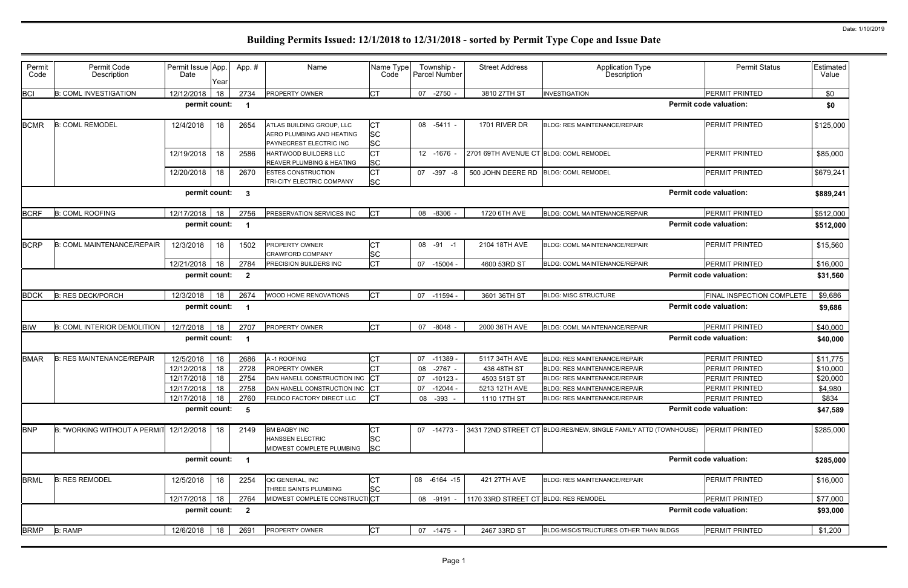Date: 1/10/2019

# Building Permits Issued: 12/1/2018 to 12/31/2018 - sorted by Permit Type Cope and Issue Date

| Permit Code | Permit Code Description | Permit Issue Date | App. Year | App. # | Name | Name Type Code | Township - Parcel Number | Street Address | Application Type Description | Permit Status | Estimated Value |
|---|---|---|---|---|---|---|---|---|---|---|---|
| BCI | B: COML INVESTIGATION | 12/12/2018 | 18 | 2734 | PROPERTY OWNER | CT | 07 -2750 - | 3810 27TH ST | INVESTIGATION | PERMIT PRINTED | $0 |
| | | permit count: | | 1 | | | | | | Permit code valuation: | $0 |
| BCMR | B: COML REMODEL | 12/4/2018 | 18 | 2654 | ATLAS BUILDING GROUP, LLC<br>AERO PLUMBING AND HEATING<br>PAYNECREST ELECTRIC INC | CT<br>SC<br>SC | 08 -5411 - | 1701 RIVER DR | BLDG: RES MAINTENANCE/REPAIR | PERMIT PRINTED | $125,000 |
| | | 12/19/2018 | 18 | 2586 | HARTWOOD BUILDERS LLC<br>REAVER PLUMBING & HEATING | CT<br>SC | 12 -1676 - | 2701 69TH AVENUE CT | BLDG: COML REMODEL | PERMIT PRINTED | $85,000 |
| | | 12/20/2018 | 18 | 2670 | ESTES CONSTRUCTION<br>TRI-CITY ELECTRIC COMPANY | CT<br>SC | 07 -397 -8 | 500 JOHN DEERE RD | BLDG: COML REMODEL | PERMIT PRINTED | $679,241 |
| | | permit count: | | 3 | | | | | | Permit code valuation: | $889,241 |
| BCRF | B: COML ROOFING | 12/17/2018 | 18 | 2756 | PRESERVATION SERVICES INC | CT | 08 -8306 - | 1720 6TH AVE | BLDG: COML MAINTENANCE/REPAIR | PERMIT PRINTED | $512,000 |
| | | permit count: | | 1 | | | | | | Permit code valuation: | $512,000 |
| BCRP | B: COML MAINTENANCE/REPAIR | 12/3/2018 | 18 | 1502 | PROPERTY OWNER<br>CRAWFORD COMPANY | CT<br>SC | 08 -91 -1 | 2104 18TH AVE | BLDG: COML MAINTENANCE/REPAIR | PERMIT PRINTED | $15,560 |
| | | 12/21/2018 | 18 | 2784 | PRECISION BUILDERS INC | CT | 07 -15004 - | 4600 53RD ST | BLDG: COML MAINTENANCE/REPAIR | PERMIT PRINTED | $16,000 |
| | | permit count: | | 2 | | | | | | Permit code valuation: | $31,560 |
| BDCK | B: RES DECK/PORCH | 12/3/2018 | 18 | 2674 | WOOD HOME RENOVATIONS | CT | 07 -11594 - | 3601 36TH ST | BLDG: MISC STRUCTURE | FINAL INSPECTION COMPLETE | $9,686 |
| | | permit count: | | 1 | | | | | | Permit code valuation: | $9,686 |
| BIW | B: COML INTERIOR DEMOLITION | 12/7/2018 | 18 | 2707 | PROPERTY OWNER | CT | 07 -8048 - | 2000 36TH AVE | BLDG: COML MAINTENANCE/REPAIR | PERMIT PRINTED | $40,000 |
| | | permit count: | | 1 | | | | | | Permit code valuation: | $40,000 |
| BMAR | B: RES MAINTENANCE/REPAIR | 12/5/2018 | 18 | 2686 | A -1 ROOFING | CT | 07 -11389 - | 5117 34TH AVE | BLDG: RES MAINTENANCE/REPAIR | PERMIT PRINTED | $11,775 |
| | | 12/12/2018 | 18 | 2728 | PROPERTY OWNER | CT | 08 -2767 - | 436 48TH ST | BLDG: RES MAINTENANCE/REPAIR | PERMIT PRINTED | $10,000 |
| | | 12/17/2018 | 18 | 2754 | DAN HANELL CONSTRUCTION INC | CT | 07 -10123 - | 4503 51ST ST | BLDG: RES MAINTENANCE/REPAIR | PERMIT PRINTED | $20,000 |
| | | 12/17/2018 | 18 | 2758 | DAN HANELL CONSTRUCTION INC | CT | 07 -12044 - | 5213 12TH AVE | BLDG: RES MAINTENANCE/REPAIR | PERMIT PRINTED | $4,980 |
| | | 12/17/2018 | 18 | 2760 | FELDCO FACTORY DIRECT LLC | CT | 08 -393 - | 1110 17TH ST | BLDG: RES MAINTENANCE/REPAIR | PERMIT PRINTED | $834 |
| | | permit count: | | 5 | | | | | | Permit code valuation: | $47,589 |
| BNP | B: "WORKING WITHOUT A PERMIT | 12/12/2018 | 18 | 2149 | BM BAGBY INC<br>HANSSEN ELECTRIC<br>MIDWEST COMPLETE PLUMBING | CT<br>SC<br>SC | 07 -14773 - | 3431 72ND STREET CT | BLDG:RES/NEW, SINGLE FAMILY ATTD (TOWNHOUSE) | PERMIT PRINTED | $285,000 |
| | | permit count: | | 1 | | | | | | Permit code valuation: | $285,000 |
| BRML | B: RES REMODEL | 12/5/2018 | 18 | 2254 | QC GENERAL, INC<br>THREE SAINTS PLUMBING | CT<br>SC | 08 -6164 -15 | 421 27TH AVE | BLDG: RES MAINTENANCE/REPAIR | PERMIT PRINTED | $16,000 |
| | | 12/17/2018 | 18 | 2764 | MIDWEST COMPLETE CONSTRUCTI | CT | 08 -9191 - | 1170 33RD STREET CT | BLDG: RES REMODEL | PERMIT PRINTED | $77,000 |
| | | permit count: | | 2 | | | | | | Permit code valuation: | $93,000 |
| BRMP | B: RAMP | 12/6/2018 | 18 | 2691 | PROPERTY OWNER | CT | 07 -1475 - | 2467 33RD ST | BLDG:MISC/STRUCTURES OTHER THAN BLDGS | PERMIT PRINTED | $1,200 |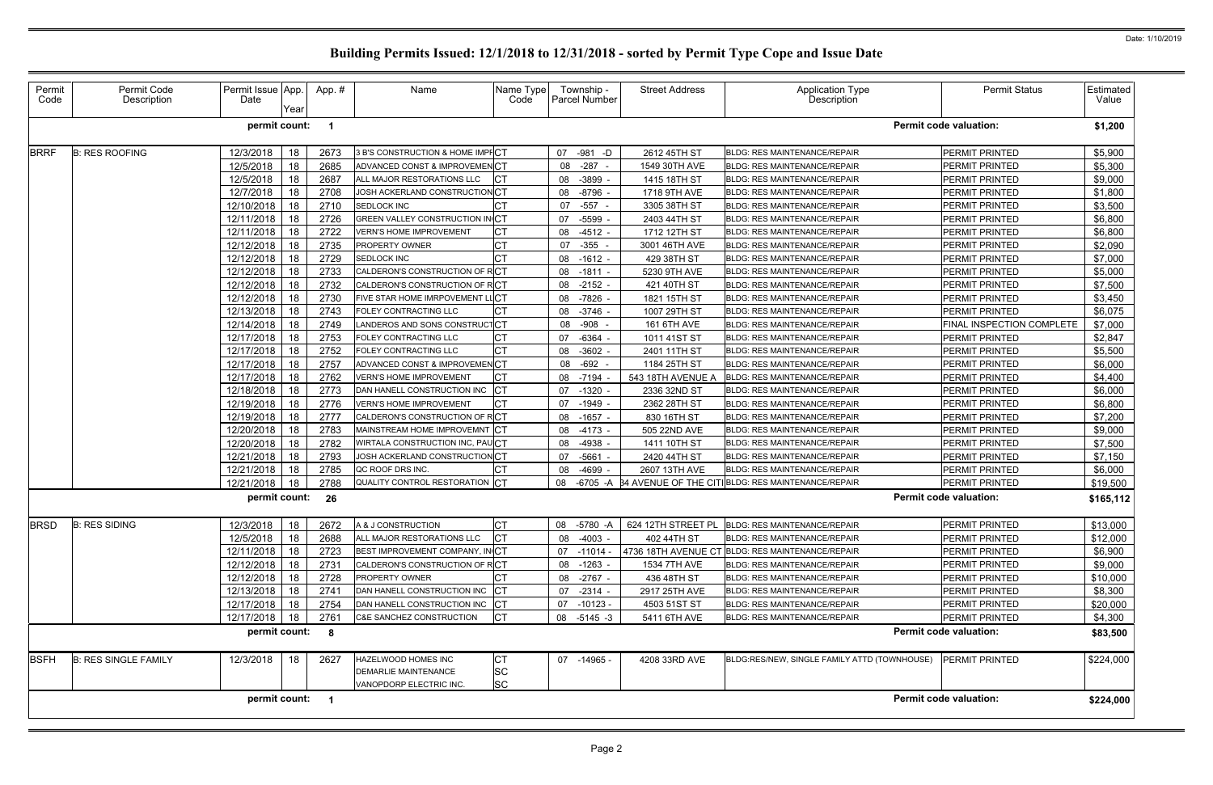Date: 1/10/2019

# Building Permits Issued: 12/1/2018 to 12/31/2018 - sorted by Permit Type Cope and Issue Date

| Permit Code | Permit Code Description | Permit Issue Date | App. Year | App. # | Name | Name Type Code | Township - Parcel Number | Street Address | Application Type Description | Permit Status | Estimated Value |
|---|---|---|---|---|---|---|---|---|---|---|---|
| | | **permit count:** | | **1** | | | | | | **Permit code valuation:** | **$1,200** |
| BRRF | B: RES ROOFING | 12/3/2018 | 18 | 2673 | 3 B'S CONSTRUCTION & HOME IMPR | CT | 07 -981 -D | 2612 45TH ST | BLDG: RES MAINTENANCE/REPAIR | PERMIT PRINTED | $5,900 |
| | | 12/5/2018 | 18 | 2685 | ADVANCED CONST & IMPROVEMEN | CT | 08 -287 - | 1549 30TH AVE | BLDG: RES MAINTENANCE/REPAIR | PERMIT PRINTED | $5,300 |
| | | 12/5/2018 | 18 | 2687 | ALL MAJOR RESTORATIONS LLC | CT | 08 -3899 - | 1415 18TH ST | BLDG: RES MAINTENANCE/REPAIR | PERMIT PRINTED | $9,000 |
| | | 12/7/2018 | 18 | 2708 | JOSH ACKERLAND CONSTRUCTION | CT | 08 -8796 - | 1718 9TH AVE | BLDG: RES MAINTENANCE/REPAIR | PERMIT PRINTED | $1,800 |
| | | 12/10/2018 | 18 | 2710 | SEDLOCK INC | CT | 07 -557 - | 3305 38TH ST | BLDG: RES MAINTENANCE/REPAIR | PERMIT PRINTED | $3,500 |
| | | 12/11/2018 | 18 | 2726 | GREEN VALLEY CONSTRUCTION IN | CT | 07 -5599 - | 2403 44TH ST | BLDG: RES MAINTENANCE/REPAIR | PERMIT PRINTED | $6,800 |
| | | 12/11/2018 | 18 | 2722 | VERN'S HOME IMPROVEMENT | CT | 08 -4512 - | 1712 12TH ST | BLDG: RES MAINTENANCE/REPAIR | PERMIT PRINTED | $6,800 |
| | | 12/12/2018 | 18 | 2735 | PROPERTY OWNER | CT | 07 -355 - | 3001 46TH AVE | BLDG: RES MAINTENANCE/REPAIR | PERMIT PRINTED | $2,090 |
| | | 12/12/2018 | 18 | 2729 | SEDLOCK INC | CT | 08 -1612 - | 429 38TH ST | BLDG: RES MAINTENANCE/REPAIR | PERMIT PRINTED | $7,000 |
| | | 12/12/2018 | 18 | 2733 | CALDERON'S CONSTRUCTION OF R | CT | 08 -1811 - | 5230 9TH AVE | BLDG: RES MAINTENANCE/REPAIR | PERMIT PRINTED | $5,000 |
| | | 12/12/2018 | 18 | 2732 | CALDERON'S CONSTRUCTION OF R | CT | 08 -2152 - | 421 40TH ST | BLDG: RES MAINTENANCE/REPAIR | PERMIT PRINTED | $7,500 |
| | | 12/12/2018 | 18 | 2730 | FIVE STAR HOME IMRPOVEMENT LL | CT | 08 -7826 - | 1821 15TH ST | BLDG: RES MAINTENANCE/REPAIR | PERMIT PRINTED | $3,450 |
| | | 12/13/2018 | 18 | 2743 | FOLEY CONTRACTING LLC | CT | 08 -3746 - | 1007 29TH ST | BLDG: RES MAINTENANCE/REPAIR | PERMIT PRINTED | $6,075 |
| | | 12/14/2018 | 18 | 2749 | LANDEROS AND SONS CONSTRUCT | CT | 08 -908 - | 161 6TH AVE | BLDG: RES MAINTENANCE/REPAIR | FINAL INSPECTION COMPLETE | $7,000 |
| | | 12/17/2018 | 18 | 2753 | FOLEY CONTRACTING LLC | CT | 07 -6364 - | 1011 41ST ST | BLDG: RES MAINTENANCE/REPAIR | PERMIT PRINTED | $2,847 |
| | | 12/17/2018 | 18 | 2752 | FOLEY CONTRACTING LLC | CT | 08 -3602 - | 2401 11TH ST | BLDG: RES MAINTENANCE/REPAIR | PERMIT PRINTED | $5,500 |
| | | 12/17/2018 | 18 | 2757 | ADVANCED CONST & IMPROVEMEN | CT | 08 -692 - | 1184 25TH ST | BLDG: RES MAINTENANCE/REPAIR | PERMIT PRINTED | $6,000 |
| | | 12/17/2018 | 18 | 2762 | VERN'S HOME IMPROVEMENT | CT | 08 -7194 - | 543 18TH AVENUE A | BLDG: RES MAINTENANCE/REPAIR | PERMIT PRINTED | $4,400 |
| | | 12/18/2018 | 18 | 2773 | DAN HANELL CONSTRUCTION INC | CT | 07 -1320 - | 2336 32ND ST | BLDG: RES MAINTENANCE/REPAIR | PERMIT PRINTED | $6,000 |
| | | 12/19/2018 | 18 | 2776 | VERN'S HOME IMPROVEMENT | CT | 07 -1949 - | 2362 28TH ST | BLDG: RES MAINTENANCE/REPAIR | PERMIT PRINTED | $6,800 |
| | | 12/19/2018 | 18 | 2777 | CALDERON'S CONSTRUCTION OF R | CT | 08 -1657 - | 830 16TH ST | BLDG: RES MAINTENANCE/REPAIR | PERMIT PRINTED | $7,200 |
| | | 12/20/2018 | 18 | 2783 | MAINSTREAM HOME IMPROVEMNT | CT | 08 -4173 - | 505 22ND AVE | BLDG: RES MAINTENANCE/REPAIR | PERMIT PRINTED | $9,000 |
| | | 12/20/2018 | 18 | 2782 | WIRTALA CONSTRUCTION INC, PAU | CT | 08 -4938 - | 1411 10TH ST | BLDG: RES MAINTENANCE/REPAIR | PERMIT PRINTED | $7,500 |
| | | 12/21/2018 | 18 | 2793 | JOSH ACKERLAND CONSTRUCTION | CT | 07 -5661 - | 2420 44TH ST | BLDG: RES MAINTENANCE/REPAIR | PERMIT PRINTED | $7,150 |
| | | 12/21/2018 | 18 | 2785 | QC ROOF DRS INC. | CT | 08 -4699 - | 2607 13TH AVE | BLDG: RES MAINTENANCE/REPAIR | PERMIT PRINTED | $6,000 |
| | | 12/21/2018 | 18 | 2788 | QUALITY CONTROL RESTORATION | CT | 08 -6705 -A | 34 AVENUE OF THE CITI | BLDG: RES MAINTENANCE/REPAIR | PERMIT PRINTED | $19,500 |
| | | **permit count:** | | **26** | | | | | | **Permit code valuation:** | **$165,112** |
| BRSD | B: RES SIDING | 12/3/2018 | 18 | 2672 | A & J CONSTRUCTION | CT | 08 -5780 -A | 624 12TH STREET PL | BLDG: RES MAINTENANCE/REPAIR | PERMIT PRINTED | $13,000 |
| | | 12/5/2018 | 18 | 2688 | ALL MAJOR RESTORATIONS LLC | CT | 08 -4003 - | 402 44TH ST | BLDG: RES MAINTENANCE/REPAIR | PERMIT PRINTED | $12,000 |
| | | 12/11/2018 | 18 | 2723 | BEST IMPROVEMENT COMPANY, IN | CT | 07 -11014 - | 4736 18TH AVENUE CT | BLDG: RES MAINTENANCE/REPAIR | PERMIT PRINTED | $6,900 |
| | | 12/12/2018 | 18 | 2731 | CALDERON'S CONSTRUCTION OF R | CT | 08 -1263 - | 1534 7TH AVE | BLDG: RES MAINTENANCE/REPAIR | PERMIT PRINTED | $9,000 |
| | | 12/12/2018 | 18 | 2728 | PROPERTY OWNER | CT | 08 -2767 - | 436 48TH ST | BLDG: RES MAINTENANCE/REPAIR | PERMIT PRINTED | $10,000 |
| | | 12/13/2018 | 18 | 2741 | DAN HANELL CONSTRUCTION INC | CT | 07 -2314 - | 2917 25TH AVE | BLDG: RES MAINTENANCE/REPAIR | PERMIT PRINTED | $8,300 |
| | | 12/17/2018 | 18 | 2754 | DAN HANELL CONSTRUCTION INC | CT | 07 -10123 - | 4503 51ST ST | BLDG: RES MAINTENANCE/REPAIR | PERMIT PRINTED | $20,000 |
| | | 12/17/2018 | 18 | 2761 | C&E SANCHEZ CONSTRUCTION | CT | 08 -5145 -3 | 5411 6TH AVE | BLDG: RES MAINTENANCE/REPAIR | PERMIT PRINTED | $4,300 |
| | | **permit count:** | | **8** | | | | | | **Permit code valuation:** | **$83,500** |
| BSFH | B: RES SINGLE FAMILY | 12/3/2018 | 18 | 2627 | HAZELWOOD HOMES INC | CT | 07 -14965 - | 4208 33RD AVE | BLDG:RES/NEW, SINGLE FAMILY ATTD (TOWNHOUSE) | PERMIT PRINTED | $224,000 |
| | | | | | DEMARLIE MAINTENANCE | SC | | | | | |
| | | | | | VANOPDORP ELECTRIC INC. | SC | | | | | |
| | | **permit count:** | | **1** | | | | | | **Permit code valuation:** | **$224,000** |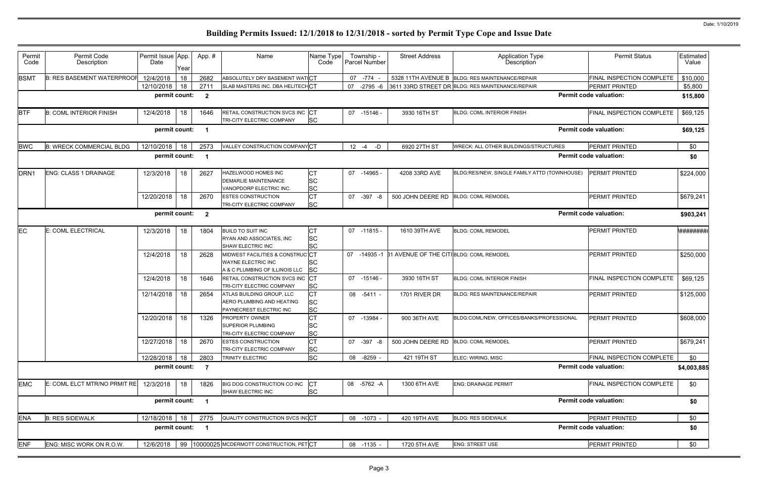# Building Permits Issued: 12/1/2018 to 12/31/2018 - sorted by Permit Type Cope and Issue Date

| Permit Code | Permit Code Description | Permit Issue Date | App. Year | App. # | Name | Name Type Code | Township - Parcel Number | Street Address | Application Type Description | Permit Status | Estimated Value |
|---|---|---|---|---|---|---|---|---|---|---|---|
| BSMT | B: RES BASEMENT WATERPROOF | 12/4/2018 | 18 | 2682 | ABSOLUTELY DRY BASEMENT WAT | CT | 07 -774 - | 5328 11TH AVENUE B | BLDG: RES MAINTENANCE/REPAIR | FINAL INSPECTION COMPLETE | $10,000 |
| | | 12/10/2018 | 18 | 2711 | SLAB MASTERS INC. DBA HELITECH | CT | 07 -2795 -6 | 3611 33RD STREET DR | BLDG: RES MAINTENANCE/REPAIR | PERMIT PRINTED | $5,800 |
| | | permit count: | | 2 | | | | | | Permit code valuation: | $15,800 |
| BTF | B: COML INTERIOR FINISH | 12/4/2018 | 18 | 1646 | RETAIL CONSTRUCTION SVCS INC<br>TRI-CITY ELECTRIC COMPANY | CT<br>SC | 07 -15146 - | 3930 16TH ST | BLDG: COML INTERIOR FINISH | FINAL INSPECTION COMPLETE | $69,125 |
| | | permit count: | | 1 | | | | | | Permit code valuation: | $69,125 |
| BWC | B: WRECK COMMERCIAL BLDG | 12/10/2018 | 18 | 2573 | VALLEY CONSTRUCTION COMPANY | CT | 12 -4 -D | 6920 27TH ST | WRECK: ALL OTHER BUILDINGS/STRUCTURES | PERMIT PRINTED | $0 |
| | | permit count: | | 1 | | | | | | Permit code valuation: | $0 |
| DRN1 | ENG: CLASS 1 DRAINAGE | 12/3/2018 | 18 | 2627 | HAZELWOOD HOMES INC<br>DEMARLIE MAINTENANCE<br>VANOPDORP ELECTRIC INC. | CT<br>SC<br>SC | 07 -14965 - | 4208 33RD AVE | BLDG:RES/NEW, SINGLE FAMILY ATTD (TOWNHOUSE) | PERMIT PRINTED | $224,000 |
| | | 12/20/2018 | 18 | 2670 | ESTES CONSTRUCTION<br>TRI-CITY ELECTRIC COMPANY | CT<br>SC | 07 -397 -8 | 500 JOHN DEERE RD | BLDG: COML REMODEL | PERMIT PRINTED | $679,241 |
| | | permit count: | | 2 | | | | | | Permit code valuation: | $903,241 |
| EC | E: COML ELECTRICAL | 12/3/2018 | 18 | 1804 | BUILD TO SUIT INC<br>RYAN AND ASSOCIATES, INC<br>SHAW ELECTRIC INC | CT<br>SC<br>SC | 07 -11815 - | 1610 39TH AVE | BLDG: COML REMODEL | PERMIT PRINTED | ######## |
| | | 12/4/2018 | 18 | 2628 | MIDWEST FACILITIES & CONSTRUC<br>WAYNE ELECTRIC INC<br>A & C PLUMBING OF ILLINOIS LLC | CT<br>SC<br>SC | 07 -14935 -1 | 31 AVENUE OF THE CITI | BLDG: COML REMODEL | PERMIT PRINTED | $250,000 |
| | | 12/4/2018 | 18 | 1646 | RETAIL CONSTRUCTION SVCS INC<br>TRI-CITY ELECTRIC COMPANY | CT<br>SC | 07 -15146 - | 3930 16TH ST | BLDG: COML INTERIOR FINISH | FINAL INSPECTION COMPLETE | $69,125 |
| | | 12/14/2018 | 18 | 2654 | ATLAS BUILDING GROUP, LLC<br>AERO PLUMBING AND HEATING<br>PAYNECREST ELECTRIC INC | CT<br>SC<br>SC | 08 -5411 - | 1701 RIVER DR | BLDG: RES MAINTENANCE/REPAIR | PERMIT PRINTED | $125,000 |
| | | 12/20/2018 | 18 | 1326 | PROPERTY OWNER<br>SUPERIOR PLUMBING<br>TRI-CITY ELECTRIC COMPANY | CT<br>SC<br>SC | 07 -13984 - | 900 36TH AVE | BLDG:COML/NEW, OFFICES/BANKS/PROFESSIONAL | PERMIT PRINTED | $608,000 |
| | | 12/27/2018 | 18 | 2670 | ESTES CONSTRUCTION<br>TRI-CITY ELECTRIC COMPANY | CT<br>SC | 07 -397 -8 | 500 JOHN DEERE RD | BLDG: COML REMODEL | PERMIT PRINTED | $679,241 |
| | | 12/28/2018 | 18 | 2803 | TRINITY ELECTRIC | SC | 08 -8259 - | 421 19TH ST | ELEC: WIRING, MISC | FINAL INSPECTION COMPLETE | $0 |
| | | permit count: | | 7 | | | | | | Permit code valuation: | $4,003,885 |
| EMC | E: COML ELCT MTR/NO PRMIT RE | 12/3/2018 | 18 | 1826 | BIG DOG CONSTRUCTION CO INC<br>SHAW ELECTRIC INC | CT<br>SC | 08 -5762 -A | 1300 6TH AVE | ENG: DRAINAGE PERMIT | FINAL INSPECTION COMPLETE | $0 |
| | | permit count: | | 1 | | | | | | Permit code valuation: | $0 |
| ENA | B: RES SIDEWALK | 12/18/2018 | 18 | 2775 | QUALITY CONSTRUCTION SVCS INC | CT | 08 -1073 - | 420 19TH AVE | BLDG: RES SIDEWALK | PERMIT PRINTED | $0 |
| | | permit count: | | 1 | | | | | | Permit code valuation: | $0 |
| ENF | ENG: MISC WORK ON R.O.W. | 12/6/2018 | 99 | 10000025 | MCDERMOTT CONSTRUCTION, PET | CT | 08 -1135 - | 1720 5TH AVE | ENG: STREET USE | PERMIT PRINTED | $0 |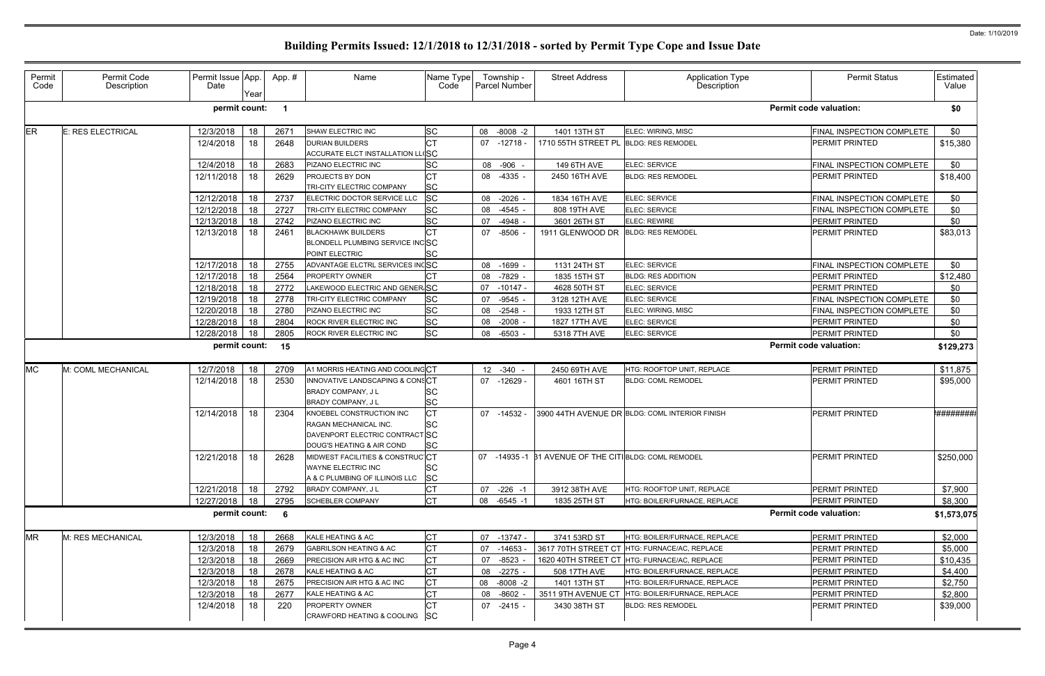# Building Permits Issued: 12/1/2018 to 12/31/2018 - sorted by Permit Type Cope and Issue Date

| Permit Code | Permit Code Description | Permit Issue Date | App. Year | App. # | Name | Name Type Code | Township - Parcel Number | Street Address | Application Type Description | Permit Status | Estimated Value |
|---|---|---|---|---|---|---|---|---|---|---|---|
| | | **permit count:** | | **1** | | | | | | **Permit code valuation:** | **$0** |
| ER | E: RES ELECTRICAL | 12/3/2018 | 18 | 2671 | SHAW ELECTRIC INC | SC | 08 -8008 -2 | 1401 13TH ST | ELEC: WIRING, MISC | FINAL INSPECTION COMPLETE | $0 |
| | | 12/4/2018 | 18 | 2648 | DURIAN BUILDERS<br>ACCURATE ELCT INSTALLATION LL | CT<br>SC | 07 -12718 - | 1710 55TH STREET PL | BLDG: RES REMODEL | PERMIT PRINTED | $15,380 |
| | | 12/4/2018 | 18 | 2683 | PIZANO ELECTRIC INC | SC | 08 -906 - | 149 6TH AVE | ELEC: SERVICE | FINAL INSPECTION COMPLETE | $0 |
| | | 12/11/2018 | 18 | 2629 | PROJECTS BY DON<br>TRI-CITY ELECTRIC COMPANY | CT<br>SC | 08 -4335 - | 2450 16TH AVE | BLDG: RES REMODEL | PERMIT PRINTED | $18,400 |
| | | 12/12/2018 | 18 | 2737 | ELECTRIC DOCTOR SERVICE LLC | SC | 08 -2026 - | 1834 16TH AVE | ELEC: SERVICE | FINAL INSPECTION COMPLETE | $0 |
| | | 12/12/2018 | 18 | 2727 | TRI-CITY ELECTRIC COMPANY | SC | 08 -4545 - | 808 19TH AVE | ELEC: SERVICE | FINAL INSPECTION COMPLETE | $0 |
| | | 12/13/2018 | 18 | 2742 | PIZANO ELECTRIC INC | SC | 07 -4948 - | 3601 26TH ST | ELEC: REWIRE | PERMIT PRINTED | $0 |
| | | 12/13/2018 | 18 | 2461 | BLACKHAWK BUILDERS<br>BLONDELL PLUMBING SERVICE INC<br>POINT ELECTRIC | CT<br>SC<br>SC | 07 -8506 - | 1911 GLENWOOD DR | BLDG: RES REMODEL | PERMIT PRINTED | $83,013 |
| | | 12/17/2018 | 18 | 2755 | ADVANTAGE ELCTRL SERVICES INC | SC | 08 -1699 - | 1131 24TH ST | ELEC: SERVICE | FINAL INSPECTION COMPLETE | $0 |
| | | 12/17/2018 | 18 | 2564 | PROPERTY OWNER | CT | 08 -7829 - | 1835 15TH ST | BLDG: RES ADDITION | PERMIT PRINTED | $12,480 |
| | | 12/18/2018 | 18 | 2772 | LAKEWOOD ELECTRIC AND GENER | SC | 07 -10147 - | 4628 50TH ST | ELEC: SERVICE | PERMIT PRINTED | $0 |
| | | 12/19/2018 | 18 | 2778 | TRI-CITY ELECTRIC COMPANY | SC | 07 -9545 - | 3128 12TH AVE | ELEC: SERVICE | FINAL INSPECTION COMPLETE | $0 |
| | | 12/20/2018 | 18 | 2780 | PIZANO ELECTRIC INC | SC | 08 -2548 - | 1933 12TH ST | ELEC: WIRING, MISC | FINAL INSPECTION COMPLETE | $0 |
| | | 12/28/2018 | 18 | 2804 | ROCK RIVER ELECTRIC INC | SC | 08 -2008 - | 1827 17TH AVE | ELEC: SERVICE | PERMIT PRINTED | $0 |
| | | 12/28/2018 | 18 | 2805 | ROCK RIVER ELECTRIC INC | SC | 08 -6503 - | 5318 7TH AVE | ELEC: SERVICE | PERMIT PRINTED | $0 |
| | | **permit count:** | | **15** | | | | | | **Permit code valuation:** | **$129,273** |
| MC | M: COML MECHANICAL | 12/7/2018 | 18 | 2709 | A1 MORRIS HEATING AND COOLING | CT | 12 -340 - | 2450 69TH AVE | HTG: ROOFTOP UNIT, REPLACE | PERMIT PRINTED | $11,875 |
| | | 12/14/2018 | 18 | 2530 | INNOVATIVE LANDSCAPING & CONS<br>BRADY COMPANY, J L<br>BRADY COMPANY, J L | CT<br>SC<br>SC | 07 -12629 - | 4601 16TH ST | BLDG: COML REMODEL | PERMIT PRINTED | $95,000 |
| | | 12/14/2018 | 18 | 2304 | KNOEBEL CONSTRUCTION INC<br>RAGAN MECHANICAL INC.<br>DAVENPORT ELECTRIC CONTRACT<br>DOUG'S HEATING & AIR COND | CT<br>SC<br>SC<br>SC | 07 -14532 - | 3900 44TH AVENUE DR | BLDG: COML INTERIOR FINISH | PERMIT PRINTED | ######### |
| | | 12/21/2018 | 18 | 2628 | MIDWEST FACILITIES & CONSTRUC<br>WAYNE ELECTRIC INC<br>A & C PLUMBING OF ILLINOIS LLC | CT<br>SC<br>SC | 07 -14935 -1 | 31 AVENUE OF THE CITI | BLDG: COML REMODEL | PERMIT PRINTED | $250,000 |
| | | 12/21/2018 | 18 | 2792 | BRADY COMPANY, J L | CT | 07 -226 -1 | 3912 38TH AVE | HTG: ROOFTOP UNIT, REPLACE | PERMIT PRINTED | $7,900 |
| | | 12/27/2018 | 18 | 2795 | SCHEBLER COMPANY | CT | 08 -6545 -1 | 1835 25TH ST | HTG: BOILER/FURNACE, REPLACE | PERMIT PRINTED | $8,300 |
| | | **permit count:** | | **6** | | | | | | **Permit code valuation:** | **$1,573,075** |
| MR | M: RES MECHANICAL | 12/3/2018 | 18 | 2668 | KALE HEATING & AC | CT | 07 -13747 - | 3741 53RD ST | HTG: BOILER/FURNACE, REPLACE | PERMIT PRINTED | $2,000 |
| | | 12/3/2018 | 18 | 2679 | GABRILSON HEATING & AC | CT | 07 -14653 - | 3617 70TH STREET CT | HTG: FURNACE/AC, REPLACE | PERMIT PRINTED | $5,000 |
| | | 12/3/2018 | 18 | 2669 | PRECISION AIR HTG & AC INC | CT | 07 -8523 - | 1620 40TH STREET CT | HTG: FURNACE/AC, REPLACE | PERMIT PRINTED | $10,435 |
| | | 12/3/2018 | 18 | 2678 | KALE HEATING & AC | CT | 08 -2275 - | 508 17TH AVE | HTG: BOILER/FURNACE, REPLACE | PERMIT PRINTED | $4,400 |
| | | 12/3/2018 | 18 | 2675 | PRECISION AIR HTG & AC INC | CT | 08 -8008 -2 | 1401 13TH ST | HTG: BOILER/FURNACE, REPLACE | PERMIT PRINTED | $2,750 |
| | | 12/3/2018 | 18 | 2677 | KALE HEATING & AC | CT | 08 -8602 - | 3511 9TH AVENUE CT | HTG: BOILER/FURNACE, REPLACE | PERMIT PRINTED | $2,800 |
| | | 12/4/2018 | 18 | 220 | PROPERTY OWNER<br>CRAWFORD HEATING & COOLING | CT<br>SC | 07 -2415 - | 3430 38TH ST | BLDG: RES REMODEL | PERMIT PRINTED | $39,000 |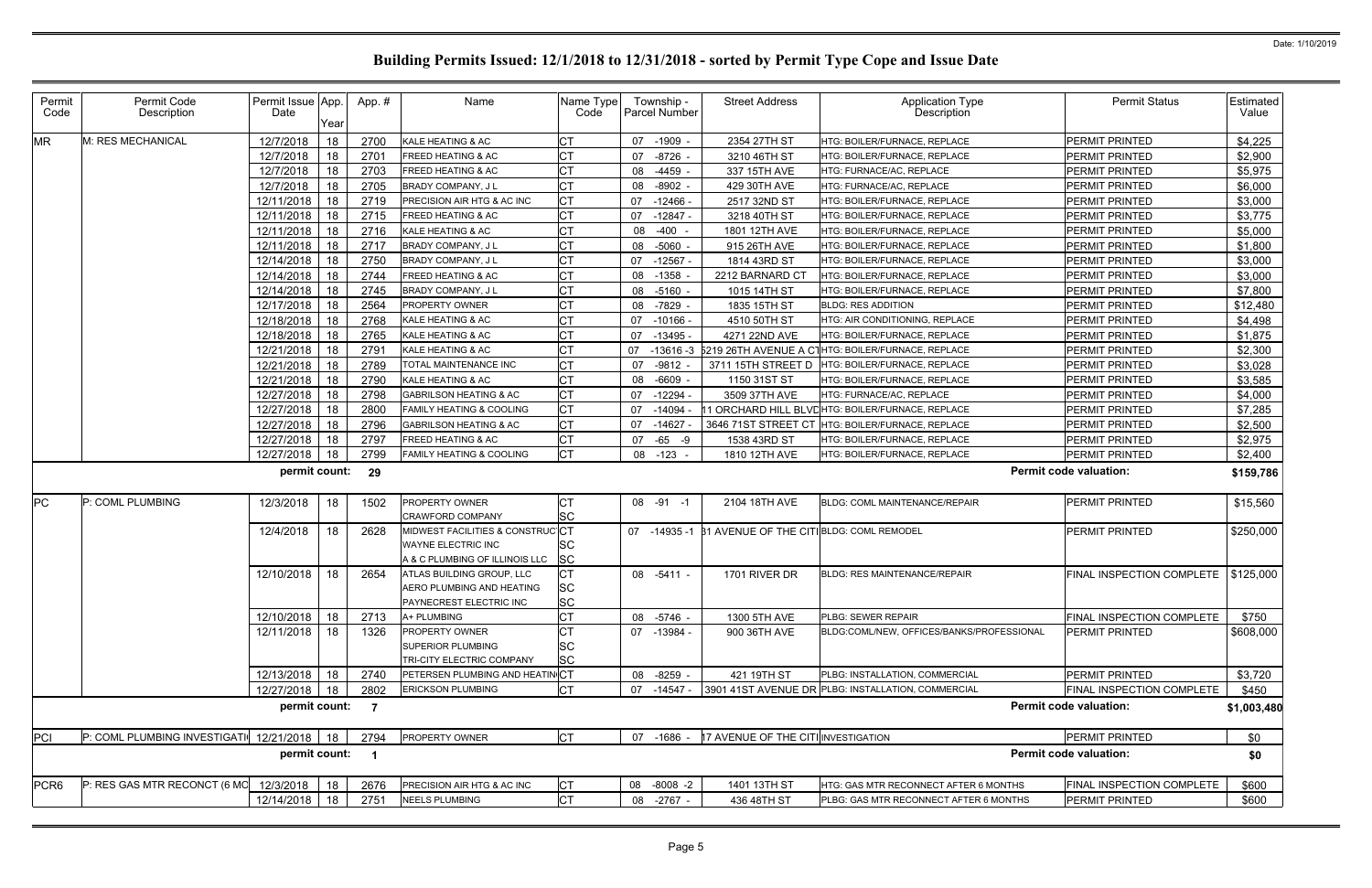# Building Permits Issued: 12/1/2018 to 12/31/2018 - sorted by Permit Type Cope and Issue Date

| Permit Code | Permit Code Description | Permit Issue Date | App. Year | App. # | Name | Name Type Code | Township - Parcel Number | Street Address | Application Type Description | Permit Status | Estimated Value |
|---|---|---|---|---|---|---|---|---|---|---|---|
| MR | M: RES MECHANICAL | 12/7/2018 | 18 | 2700 | KALE HEATING & AC | CT | 07 -1909 - | 2354 27TH ST | HTG: BOILER/FURNACE, REPLACE | PERMIT PRINTED | $4,225 |
| | | 12/7/2018 | 18 | 2701 | FREED HEATING & AC | CT | 07 -8726 - | 3210 46TH ST | HTG: BOILER/FURNACE, REPLACE | PERMIT PRINTED | $2,900 |
| | | 12/7/2018 | 18 | 2703 | FREED HEATING & AC | CT | 08 -4459 - | 337 15TH AVE | HTG: FURNACE/AC, REPLACE | PERMIT PRINTED | $5,975 |
| | | 12/7/2018 | 18 | 2705 | BRADY COMPANY, J L | CT | 08 -8902 - | 429 30TH AVE | HTG: FURNACE/AC, REPLACE | PERMIT PRINTED | $6,000 |
| | | 12/11/2018 | 18 | 2719 | PRECISION AIR HTG & AC INC | CT | 07 -12466 - | 2517 32ND ST | HTG: BOILER/FURNACE, REPLACE | PERMIT PRINTED | $3,000 |
| | | 12/11/2018 | 18 | 2715 | FREED HEATING & AC | CT | 07 -12847 - | 3218 40TH ST | HTG: BOILER/FURNACE, REPLACE | PERMIT PRINTED | $3,775 |
| | | 12/11/2018 | 18 | 2716 | KALE HEATING & AC | CT | 08 -400 - | 1801 12TH AVE | HTG: BOILER/FURNACE, REPLACE | PERMIT PRINTED | $5,000 |
| | | 12/11/2018 | 18 | 2717 | BRADY COMPANY, J L | CT | 08 -5060 - | 915 26TH AVE | HTG: BOILER/FURNACE, REPLACE | PERMIT PRINTED | $1,800 |
| | | 12/14/2018 | 18 | 2750 | BRADY COMPANY, J L | CT | 07 -12567 - | 1814 43RD ST | HTG: BOILER/FURNACE, REPLACE | PERMIT PRINTED | $3,000 |
| | | 12/14/2018 | 18 | 2744 | FREED HEATING & AC | CT | 08 -1358 - | 2212 BARNARD CT | HTG: BOILER/FURNACE, REPLACE | PERMIT PRINTED | $3,000 |
| | | 12/14/2018 | 18 | 2745 | BRADY COMPANY, J L | CT | 08 -5160 - | 1015 14TH ST | HTG: BOILER/FURNACE, REPLACE | PERMIT PRINTED | $7,800 |
| | | 12/17/2018 | 18 | 2564 | PROPERTY OWNER | CT | 08 -7829 - | 1835 15TH ST | BLDG: RES ADDITION | PERMIT PRINTED | $12,480 |
| | | 12/18/2018 | 18 | 2768 | KALE HEATING & AC | CT | 07 -10166 - | 4510 50TH ST | HTG: AIR CONDITIONING, REPLACE | PERMIT PRINTED | $4,498 |
| | | 12/18/2018 | 18 | 2765 | KALE HEATING & AC | CT | 07 -13495 - | 4271 22ND AVE | HTG: BOILER/FURNACE, REPLACE | PERMIT PRINTED | $1,875 |
| | | 12/21/2018 | 18 | 2791 | KALE HEATING & AC | CT | 07 -13616 -3 | 5219 26TH AVENUE A CT | HTG: BOILER/FURNACE, REPLACE | PERMIT PRINTED | $2,300 |
| | | 12/21/2018 | 18 | 2789 | TOTAL MAINTENANCE INC | CT | 07 -9812 - | 3711 15TH STREET D | HTG: BOILER/FURNACE, REPLACE | PERMIT PRINTED | $3,028 |
| | | 12/21/2018 | 18 | 2790 | KALE HEATING & AC | CT | 08 -6609 - | 1150 31ST ST | HTG: BOILER/FURNACE, REPLACE | PERMIT PRINTED | $3,585 |
| | | 12/27/2018 | 18 | 2798 | GABRILSON HEATING & AC | CT | 07 -12294 - | 3509 37TH AVE | HTG: FURNACE/AC, REPLACE | PERMIT PRINTED | $4,000 |
| | | 12/27/2018 | 18 | 2800 | FAMILY HEATING & COOLING | CT | 07 -14094 - | 11 ORCHARD HILL BLVD | HTG: BOILER/FURNACE, REPLACE | PERMIT PRINTED | $7,285 |
| | | 12/27/2018 | 18 | 2796 | GABRILSON HEATING & AC | CT | 07 -14627 - | 3646 71ST STREET CT | HTG: BOILER/FURNACE, REPLACE | PERMIT PRINTED | $2,500 |
| | | 12/27/2018 | 18 | 2797 | FREED HEATING & AC | CT | 07 -65 -9 | 1538 43RD ST | HTG: BOILER/FURNACE, REPLACE | PERMIT PRINTED | $2,975 |
| | | 12/27/2018 | 18 | 2799 | FAMILY HEATING & COOLING | CT | 08 -123 - | 1810 12TH AVE | HTG: BOILER/FURNACE, REPLACE | PERMIT PRINTED | $2,400 |
| | | **permit count:** | | **29** | | | | | | **Permit code valuation:** | **$159,786** |
| PC | P: COML PLUMBING | 12/3/2018 | 18 | 1502 | PROPERTY OWNER<br>CRAWFORD COMPANY | CT<br>SC | 08 -91 -1 | 2104 18TH AVE | BLDG: COML MAINTENANCE/REPAIR | PERMIT PRINTED | $15,560 |
| | | 12/4/2018 | 18 | 2628 | MIDWEST FACILITIES & CONSTRUC<br>WAYNE ELECTRIC INC<br>A & C PLUMBING OF ILLINOIS LLC | CT<br>SC<br>SC | 07 -14935 -1 | 31 AVENUE OF THE CITI | BLDG: COML REMODEL | PERMIT PRINTED | $250,000 |
| | | 12/10/2018 | 18 | 2654 | ATLAS BUILDING GROUP, LLC<br>AERO PLUMBING AND HEATING<br>PAYNECREST ELECTRIC INC | CT<br>SC<br>SC | 08 -5411 - | 1701 RIVER DR | BLDG: RES MAINTENANCE/REPAIR | FINAL INSPECTION COMPLETE | $125,000 |
| | | 12/10/2018 | 18 | 2713 | A+ PLUMBING | CT | 08 -5746 - | 1300 5TH AVE | PLBG: SEWER REPAIR | FINAL INSPECTION COMPLETE | $750 |
| | | 12/11/2018 | 18 | 1326 | PROPERTY OWNER<br>SUPERIOR PLUMBING<br>TRI-CITY ELECTRIC COMPANY | CT<br>SC<br>SC | 07 -13984 - | 900 36TH AVE | BLDG:COML/NEW, OFFICES/BANKS/PROFESSIONAL | PERMIT PRINTED | $608,000 |
| | | 12/13/2018 | 18 | 2740 | PETERSEN PLUMBING AND HEATIN | CT | 08 -8259 - | 421 19TH ST | PLBG: INSTALLATION, COMMERCIAL | PERMIT PRINTED | $3,720 |
| | | 12/27/2018 | 18 | 2802 | ERICKSON PLUMBING | CT | 07 -14547 - | 3901 41ST AVENUE DR | PLBG: INSTALLATION, COMMERCIAL | FINAL INSPECTION COMPLETE | $450 |
| | | **permit count:** | | **7** | | | | | | **Permit code valuation:** | **$1,003,480** |
| PCI | P: COML PLUMBING INVESTIGATI | 12/21/2018 | 18 | 2794 | PROPERTY OWNER | CT | 07 -1686 - | 17 AVENUE OF THE CITI | INVESTIGATION | PERMIT PRINTED | $0 |
| | | **permit count:** | | **1** | | | | | | **Permit code valuation:** | **$0** |
| PCR6 | P: RES GAS MTR RECONCT (6 MO | 12/3/2018 | 18 | 2676 | PRECISION AIR HTG & AC INC | CT | 08 -8008 -2 | 1401 13TH ST | HTG: GAS MTR RECONNECT AFTER 6 MONTHS | FINAL INSPECTION COMPLETE | $600 |
| | | 12/14/2018 | 18 | 2751 | NEELS PLUMBING | CT | 08 -2767 - | 436 48TH ST | PLBG: GAS MTR RECONNECT AFTER 6 MONTHS | PERMIT PRINTED | $600 |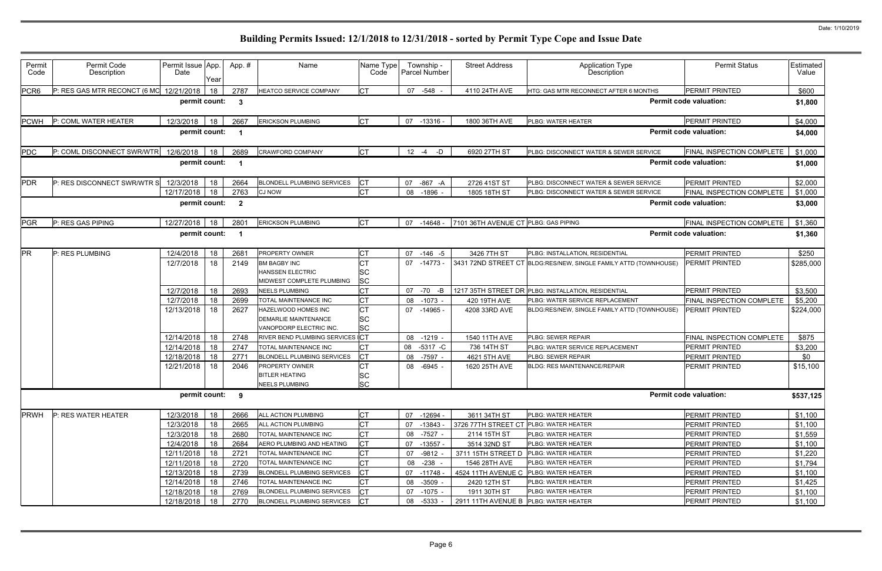# Building Permits Issued: 12/1/2018 to 12/31/2018 - sorted by Permit Type Cope and Issue Date

Date: 1/10/2019

| Permit Code | Permit Code Description | Permit Issue Date | App. Year | App. # | Name | Name Type Code | Township - Parcel Number | Street Address | Application Type Description | Permit Status | Estimated Value |
|---|---|---|---|---|---|---|---|---|---|---|---|
| PCR6 | P: RES GAS MTR RECONCT (6 MO | 12/21/2018 | 18 | 2787 | HEATCO SERVICE COMPANY | CT | 07 -548 - | 4110 24TH AVE | HTG: GAS MTR RECONNECT AFTER 6 MONTHS | PERMIT PRINTED | $600 |
| | | permit count: | | 3 | | | | | | Permit code valuation: | $1,800 |
| PCWH | P: COML WATER HEATER | 12/3/2018 | 18 | 2667 | ERICKSON PLUMBING | CT | 07 -13316 - | 1800 36TH AVE | PLBG: WATER HEATER | PERMIT PRINTED | $4,000 |
| | | permit count: | | 1 | | | | | | Permit code valuation: | $4,000 |
| PDC | P: COML DISCONNECT SWR/WTR | 12/6/2018 | 18 | 2689 | CRAWFORD COMPANY | CT | 12 -4 -D | 6920 27TH ST | PLBG: DISCONNECT WATER & SEWER SERVICE | FINAL INSPECTION COMPLETE | $1,000 |
| | | permit count: | | 1 | | | | | | Permit code valuation: | $1,000 |
| PDR | P: RES DISCONNECT SWR/WTR S | 12/3/2018 | 18 | 2664 | BLONDELL PLUMBING SERVICES | CT | 07 -867 -A | 2726 41ST ST | PLBG: DISCONNECT WATER & SEWER SERVICE | PERMIT PRINTED | $2,000 |
| | | 12/17/2018 | 18 | 2763 | CJ NOW | CT | 08 -1896 - | 1805 18TH ST | PLBG: DISCONNECT WATER & SEWER SERVICE | FINAL INSPECTION COMPLETE | $1,000 |
| | | permit count: | | 2 | | | | | | Permit code valuation: | $3,000 |
| PGR | P: RES GAS PIPING | 12/27/2018 | 18 | 2801 | ERICKSON PLUMBING | CT | 07 -14648 - | 7101 36TH AVENUE CT | PLBG: GAS PIPING | FINAL INSPECTION COMPLETE | $1,360 |
| | | permit count: | | 1 | | | | | | Permit code valuation: | $1,360 |
| PR | P: RES PLUMBING | 12/4/2018 | 18 | 2681 | PROPERTY OWNER | CT | 07 -146 -5 | 3426 7TH ST | PLBG: INSTALLATION, RESIDENTIAL | PERMIT PRINTED | $250 |
| | | 12/7/2018 | 18 | 2149 | BM BAGBY INC<br>HANSSEN ELECTRIC<br>MIDWEST COMPLETE PLUMBING | CT<br>SC<br>SC | 07 -14773 - | 3431 72ND STREET CT | BLDG:RES/NEW, SINGLE FAMILY ATTD (TOWNHOUSE) | PERMIT PRINTED | $285,000 |
| | | 12/7/2018 | 18 | 2693 | NEELS PLUMBING | CT | 07 -70 -B | 1217 35TH STREET DR | PLBG: INSTALLATION, RESIDENTIAL | PERMIT PRINTED | $3,500 |
| | | 12/7/2018 | 18 | 2699 | TOTAL MAINTENANCE INC | CT | 08 -1073 - | 420 19TH AVE | PLBG: WATER SERVICE REPLACEMENT | FINAL INSPECTION COMPLETE | $5,200 |
| | | 12/13/2018 | 18 | 2627 | HAZELWOOD HOMES INC<br>DEMARLIE MAINTENANCE<br>VANOPDORP ELECTRIC INC. | CT<br>SC<br>SC | 07 -14965 - | 4208 33RD AVE | BLDG:RES/NEW, SINGLE FAMILY ATTD (TOWNHOUSE) | PERMIT PRINTED | $224,000 |
| | | 12/14/2018 | 18 | 2748 | RIVER BEND PLUMBING SERVICES I | CT | 08 -1219 - | 1540 11TH AVE | PLBG: SEWER REPAIR | FINAL INSPECTION COMPLETE | $875 |
| | | 12/14/2018 | 18 | 2747 | TOTAL MAINTENANCE INC | CT | 08 -5317 -C | 736 14TH ST | PLBG: WATER SERVICE REPLACEMENT | PERMIT PRINTED | $3,200 |
| | | 12/18/2018 | 18 | 2771 | BLONDELL PLUMBING SERVICES | CT | 08 -7597 - | 4621 5TH AVE | PLBG: SEWER REPAIR | PERMIT PRINTED | $0 |
| | | 12/21/2018 | 18 | 2046 | PROPERTY OWNER<br>BITLER HEATING<br>NEELS PLUMBING | CT<br>SC<br>SC | 08 -6945 - | 1620 25TH AVE | BLDG: RES MAINTENANCE/REPAIR | PERMIT PRINTED | $15,100 |
| | | permit count: | | 9 | | | | | | Permit code valuation: | $537,125 |
| PRWH | P: RES WATER HEATER | 12/3/2018 | 18 | 2666 | ALL ACTION PLUMBING | CT | 07 -12694 - | 3611 34TH ST | PLBG: WATER HEATER | PERMIT PRINTED | $1,100 |
| | | 12/3/2018 | 18 | 2665 | ALL ACTION PLUMBING | CT | 07 -13843 - | 3726 77TH STREET CT | PLBG: WATER HEATER | PERMIT PRINTED | $1,100 |
| | | 12/3/2018 | 18 | 2680 | TOTAL MAINTENANCE INC | CT | 08 -7527 - | 2114 15TH ST | PLBG: WATER HEATER | PERMIT PRINTED | $1,559 |
| | | 12/4/2018 | 18 | 2684 | AERO PLUMBING AND HEATING | CT | 07 -13557 - | 3514 32ND ST | PLBG: WATER HEATER | PERMIT PRINTED | $1,100 |
| | | 12/11/2018 | 18 | 2721 | TOTAL MAINTENANCE INC | CT | 07 -9812 - | 3711 15TH STREET D | PLBG: WATER HEATER | PERMIT PRINTED | $1,220 |
| | | 12/11/2018 | 18 | 2720 | TOTAL MAINTENANCE INC | CT | 08 -238 - | 1546 28TH AVE | PLBG: WATER HEATER | PERMIT PRINTED | $1,794 |
| | | 12/13/2018 | 18 | 2739 | BLONDELL PLUMBING SERVICES | CT | 07 -11748 - | 4524 11TH AVENUE C | PLBG: WATER HEATER | PERMIT PRINTED | $1,100 |
| | | 12/14/2018 | 18 | 2746 | TOTAL MAINTENANCE INC | CT | 08 -3509 - | 2420 12TH ST | PLBG: WATER HEATER | PERMIT PRINTED | $1,425 |
| | | 12/18/2018 | 18 | 2769 | BLONDELL PLUMBING SERVICES | CT | 07 -1075 - | 1911 30TH ST | PLBG: WATER HEATER | PERMIT PRINTED | $1,100 |
| | | 12/18/2018 | 18 | 2770 | BLONDELL PLUMBING SERVICES | CT | 08 -5333 - | 2911 11TH AVENUE B | PLBG: WATER HEATER | PERMIT PRINTED | $1,100 |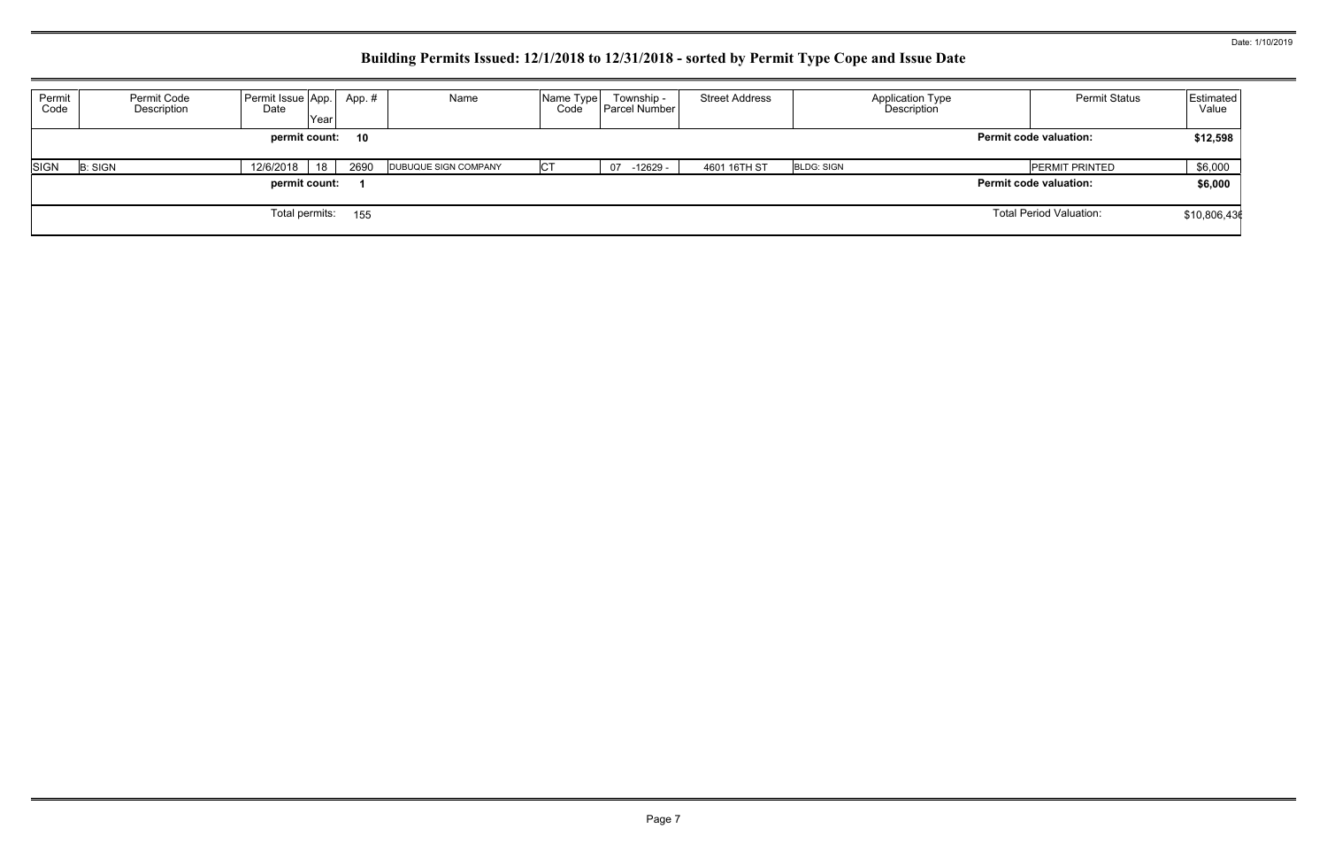# Building Permits Issued: 12/1/2018 to 12/31/2018 - sorted by Permit Type Cope and Issue Date

Date: 1/10/2019

| Permit Code | Permit Code Description | Permit Issue Date | App. Year | App. # | Name | Name Type Code | Township - Parcel Number | Street Address | Application Type Description | Permit Status | Estimated Value |
|---|---|---|---|---|---|---|---|---|---|---|---|
| | | **permit count:** | | **10** | | | | | | **Permit code valuation:** | **$12,598** |
| SIGN | B: SIGN | 12/6/2018 | 18 | 2690 | DUBUQUE SIGN COMPANY | CT | 07 -12629 - | 4601 16TH ST | BLDG: SIGN | PERMIT PRINTED | $6,000 |
| | | **permit count:** | | **1** | | | | | | **Permit code valuation:** | **$6,000** |
| | | Total permits: | | 155 | | | | | | Total Period Valuation: | $10,806,436 |